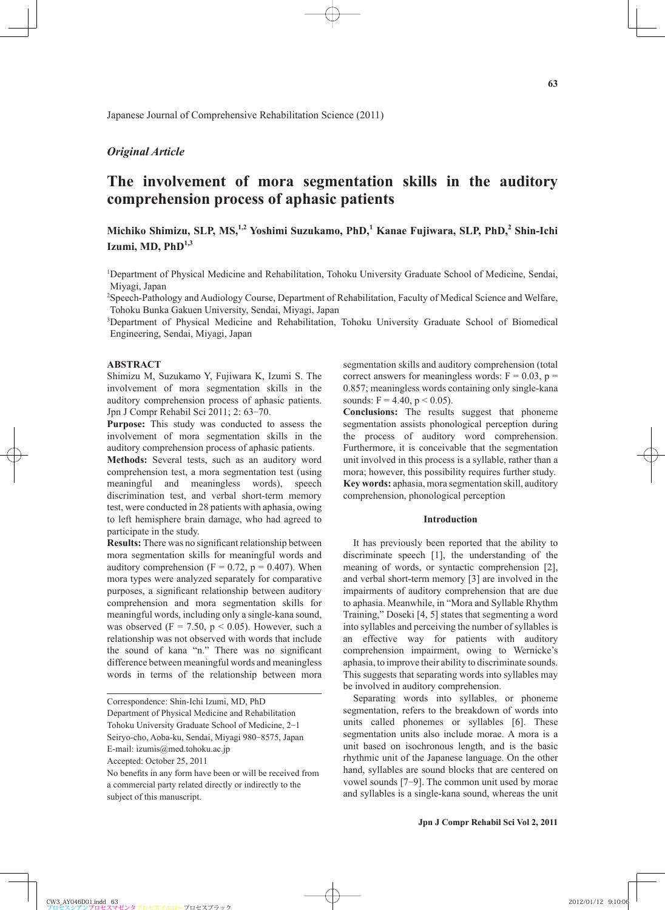Japanese Journal of Comprehensive Rehabilitation Science (2011)

*Original Article*

# The involvement of mora segmentation skills in the auditory comprehension process of aphasic patients

**Michiko Shimizu, SLP, MS,[1,2] Yoshimi Suzukamo, PhD,[1] Kanae Fujiwara, SLP, PhD,[2] Shin-Ichi Izumi, MD, PhD[1,3]**

[1]Department of Physical Medicine and Rehabilitation, Tohoku University Graduate School of Medicine, Sendai, Miyagi, Japan

[2]Speech-Pathology and Audiology Course, Department of Rehabilitation, Faculty of Medical Science and Welfare, Tohoku Bunka Gakuen University, Sendai, Miyagi, Japan

[3]Department of Physical Medicine and Rehabilitation, Tohoku University Graduate School of Biomedical Engineering, Sendai, Miyagi, Japan

## ABSTRACT

Shimizu M, Suzukamo Y, Fujiwara K, Izumi S. The involvement of mora segmentation skills in the auditory comprehension process of aphasic patients. Jpn J Compr Rehabil Sci 2011; 2: 63−70.

**Purpose:** This study was conducted to assess the involvement of mora segmentation skills in the auditory comprehension process of aphasic patients.

**Methods:** Several tests, such as an auditory word comprehension test, a mora segmentation test (using meaningful and meaningless words), speech discrimination test, and verbal short-term memory test, were conducted in 28 patients with aphasia, owing to left hemisphere brain damage, who had agreed to participate in the study.

**Results:** There was no significant relationship between mora segmentation skills for meaningful words and auditory comprehension ($F = 0.72$, $p = 0.407$). When mora types were analyzed separately for comparative purposes, a significant relationship between auditory comprehension and mora segmentation skills for meaningful words, including only a single-kana sound, was observed ($F = 7.50$, $p < 0.05$). However, such a relationship was not observed with words that include the sound of kana "n." There was no significant difference between meaningful words and meaningless words in terms of the relationship between mora segmentation skills and auditory comprehension (total correct answers for meaningless words: $F = 0.03$, $p = 0.857$; meaningless words containing only single-kana sounds: $F = 4.40$, $p < 0.05$).

**Conclusions:** The results suggest that phoneme segmentation assists phonological perception during the process of auditory word comprehension. Furthermore, it is conceivable that the segmentation unit involved in this process is a syllable, rather than a mora; however, this possibility requires further study.

**Key words:** aphasia, mora segmentation skill, auditory comprehension, phonological perception

Correspondence: Shin-Ichi Izumi, MD, PhD
Department of Physical Medicine and Rehabilitation
Tohoku University Graduate School of Medicine, 2−1 Seiryo-cho, Aoba-ku, Sendai, Miyagi 980−8575, Japan
E-mail: izumis@med.tohoku.ac.jp
Accepted: October 25, 2011
No benefits in any form have been or will be received from a commercial party related directly or indirectly to the subject of this manuscript.

## Introduction

It has previously been reported that the ability to discriminate speech [1], the understanding of the meaning of words, or syntactic comprehension [2], and verbal short-term memory [3] are involved in the impairments of auditory comprehension that are due to aphasia. Meanwhile, in "Mora and Syllable Rhythm Training," Doseki [4, 5] states that segmenting a word into syllables and perceiving the number of syllables is an effective way for patients with auditory comprehension impairment, owing to Wernicke's aphasia, to improve their ability to discriminate sounds. This suggests that separating words into syllables may be involved in auditory comprehension.

Separating words into syllables, or phoneme segmentation, refers to the breakdown of words into units called phonemes or syllables [6]. These segmentation units also include morae. A mora is a unit based on isochronous length, and is the basic rhythmic unit of the Japanese language. On the other hand, syllables are sound blocks that are centered on vowel sounds [7−9]. The common unit used by morae and syllables is a single-kana sound, whereas the unit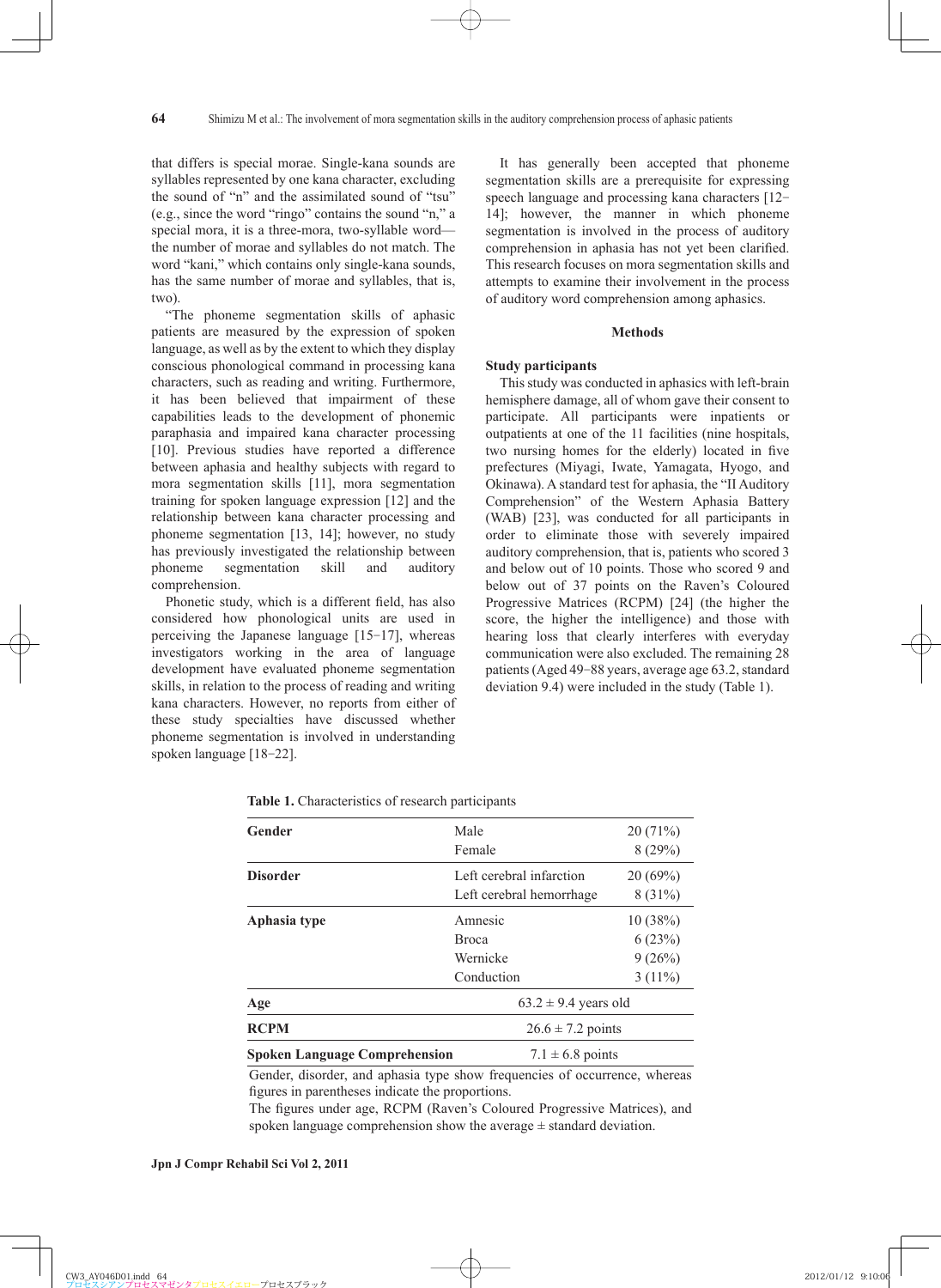that differs is special morae. Single-kana sounds are syllables represented by one kana character, excluding the sound of "n" and the assimilated sound of "tsu" (e.g., since the word "ringo" contains the sound "n," a special mora, it is a three-mora, two-syllable word—the number of morae and syllables do not match. The word "kani," which contains only single-kana sounds, has the same number of morae and syllables, that is, two).

"The phoneme segmentation skills of aphasic patients are measured by the expression of spoken language, as well as by the extent to which they display conscious phonological command in processing kana characters, such as reading and writing. Furthermore, it has been believed that impairment of these capabilities leads to the development of phonemic paraphasia and impaired kana character processing [10]. Previous studies have reported a difference between aphasia and healthy subjects with regard to mora segmentation skills [11], mora segmentation training for spoken language expression [12] and the relationship between kana character processing and phoneme segmentation [13, 14]; however, no study has previously investigated the relationship between phoneme segmentation skill and auditory comprehension.

Phonetic study, which is a different field, has also considered how phonological units are used in perceiving the Japanese language [15−17], whereas investigators working in the area of language development have evaluated phoneme segmentation skills, in relation to the process of reading and writing kana characters. However, no reports from either of these study specialties have discussed whether phoneme segmentation is involved in understanding spoken language [18−22].

It has generally been accepted that phoneme segmentation skills are a prerequisite for expressing speech language and processing kana characters [12−14]; however, the manner in which phoneme segmentation is involved in the process of auditory comprehension in aphasia has not yet been clarified. This research focuses on mora segmentation skills and attempts to examine their involvement in the process of auditory word comprehension among aphasics.

## Methods

### Study participants

This study was conducted in aphasics with left-brain hemisphere damage, all of whom gave their consent to participate. All participants were inpatients or outpatients at one of the 11 facilities (nine hospitals, two nursing homes for the elderly) located in five prefectures (Miyagi, Iwate, Yamagata, Hyogo, and Okinawa). A standard test for aphasia, the "II Auditory Comprehension" of the Western Aphasia Battery (WAB) [23], was conducted for all participants in order to eliminate those with severely impaired auditory comprehension, that is, patients who scored 3 and below out of 10 points. Those who scored 9 and below out of 37 points on the Raven's Coloured Progressive Matrices (RCPM) [24] (the higher the score, the higher the intelligence) and those with hearing loss that clearly interferes with everyday communication were also excluded. The remaining 28 patients (Aged 49−88 years, average age 63.2, standard deviation 9.4) were included in the study (Table 1).

**Table 1.** Characteristics of research participants

| | | |
|---|---|---|
| **Gender** | Male | 20 (71%) |
| | Female | 8 (29%) |
| **Disorder** | Left cerebral infarction | 20 (69%) |
| | Left cerebral hemorrhage | 8 (31%) |
| **Aphasia type** | Amnesic | 10 (38%) |
| | Broca | 6 (23%) |
| | Wernicke | 9 (26%) |
| | Conduction | 3 (11%) |
| **Age** | 63.2 ± 9.4 years old | |
| **RCPM** | 26.6 ± 7.2 points | |
| **Spoken Language Comprehension** | 7.1 ± 6.8 points | |

Gender, disorder, and aphasia type show frequencies of occurrence, whereas figures in parentheses indicate the proportions.
The figures under age, RCPM (Raven's Coloured Progressive Matrices), and spoken language comprehension show the average ± standard deviation.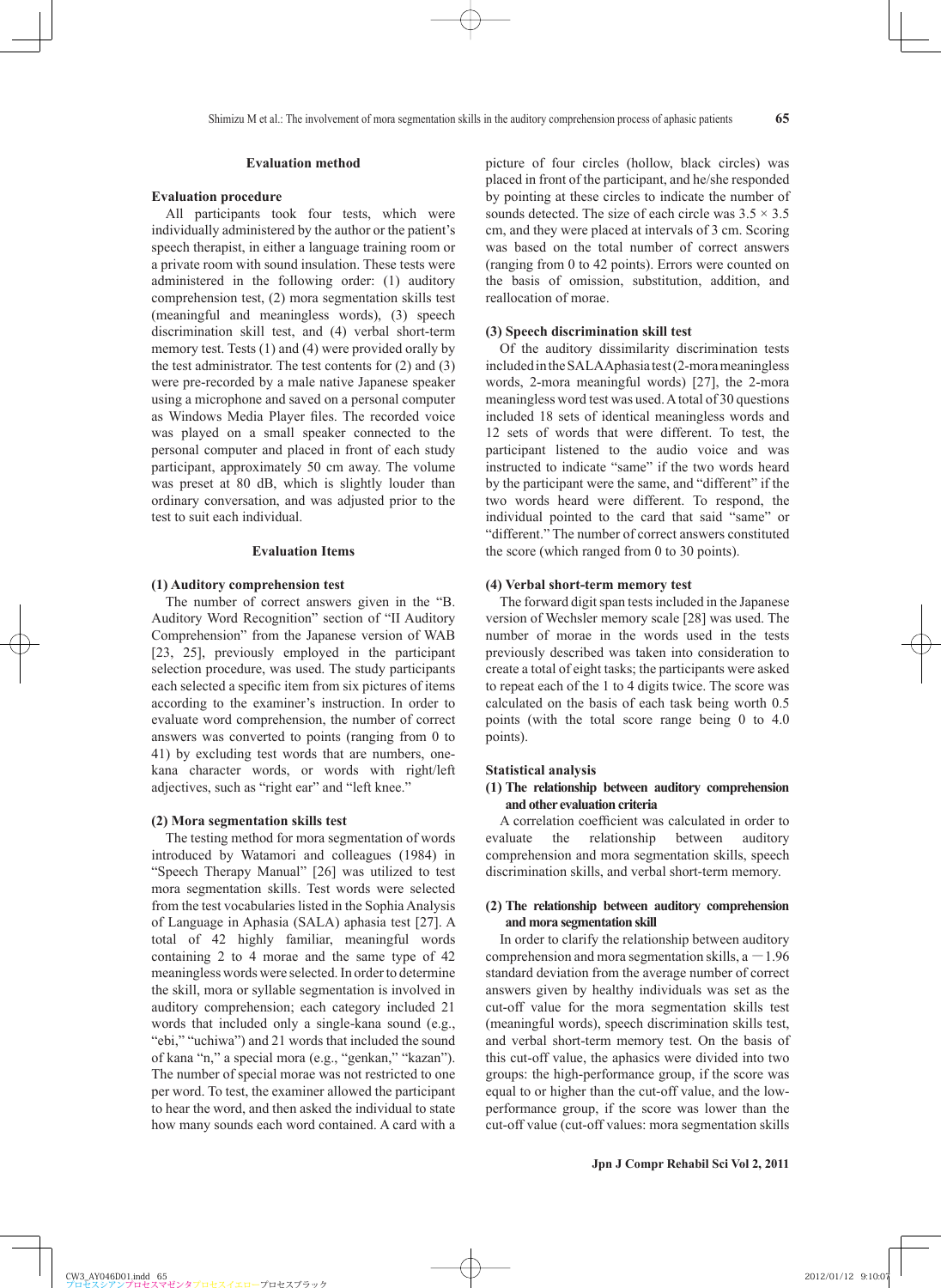## Evaluation method

### Evaluation procedure

All participants took four tests, which were individually administered by the author or the patient's speech therapist, in either a language training room or a private room with sound insulation. These tests were administered in the following order: (1) auditory comprehension test, (2) mora segmentation skills test (meaningful and meaningless words), (3) speech discrimination skill test, and (4) verbal short-term memory test. Tests (1) and (4) were provided orally by the test administrator. The test contents for (2) and (3) were pre-recorded by a male native Japanese speaker using a microphone and saved on a personal computer as Windows Media Player files. The recorded voice was played on a small speaker connected to the personal computer and placed in front of each study participant, approximately 50 cm away. The volume was preset at 80 dB, which is slightly louder than ordinary conversation, and was adjusted prior to the test to suit each individual.

## Evaluation Items

### (1) Auditory comprehension test

The number of correct answers given in the "B. Auditory Word Recognition" section of "II Auditory Comprehension" from the Japanese version of WAB [23, 25], previously employed in the participant selection procedure, was used. The study participants each selected a specific item from six pictures of items according to the examiner's instruction. In order to evaluate word comprehension, the number of correct answers was converted to points (ranging from 0 to 41) by excluding test words that are numbers, one-kana character words, or words with right/left adjectives, such as "right ear" and "left knee."

### (2) Mora segmentation skills test

The testing method for mora segmentation of words introduced by Watamori and colleagues (1984) in "Speech Therapy Manual" [26] was utilized to test mora segmentation skills. Test words were selected from the test vocabularies listed in the Sophia Analysis of Language in Aphasia (SALA) aphasia test [27]. A total of 42 highly familiar, meaningful words containing 2 to 4 morae and the same type of 42 meaningless words were selected. In order to determine the skill, mora or syllable segmentation is involved in auditory comprehension; each category included 21 words that included only a single-kana sound (e.g., "ebi," "uchiwa") and 21 words that included the sound of kana "n," a special mora (e.g., "genkan," "kazan"). The number of special morae was not restricted to one per word. To test, the examiner allowed the participant to hear the word, and then asked the individual to state how many sounds each word contained. A card with a picture of four circles (hollow, black circles) was placed in front of the participant, and he/she responded by pointing at these circles to indicate the number of sounds detected. The size of each circle was 3.5 × 3.5 cm, and they were placed at intervals of 3 cm. Scoring was based on the total number of correct answers (ranging from 0 to 42 points). Errors were counted on the basis of omission, substitution, addition, and reallocation of morae.

### (3) Speech discrimination skill test

Of the auditory dissimilarity discrimination tests included in the SALA Aphasia test (2-mora meaningless words, 2-mora meaningful words) [27], the 2-mora meaningless word test was used. A total of 30 questions included 18 sets of identical meaningless words and 12 sets of words that were different. To test, the participant listened to the audio voice and was instructed to indicate "same" if the two words heard by the participant were the same, and "different" if the two words heard were different. To respond, the individual pointed to the card that said "same" or "different." The number of correct answers constituted the score (which ranged from 0 to 30 points).

### (4) Verbal short-term memory test

The forward digit span tests included in the Japanese version of Wechsler memory scale [28] was used. The number of morae in the words used in the tests previously described was taken into consideration to create a total of eight tasks; the participants were asked to repeat each of the 1 to 4 digits twice. The score was calculated on the basis of each task being worth 0.5 points (with the total score range being 0 to 4.0 points).

### Statistical analysis

#### (1) The relationship between auditory comprehension and other evaluation criteria

A correlation coefficient was calculated in order to evaluate the relationship between auditory comprehension and mora segmentation skills, speech discrimination skills, and verbal short-term memory.

#### (2) The relationship between auditory comprehension and mora segmentation skill

In order to clarify the relationship between auditory comprehension and mora segmentation skills, a −1.96 standard deviation from the average number of correct answers given by healthy individuals was set as the cut-off value for the mora segmentation skills test (meaningful words), speech discrimination skills test, and verbal short-term memory test. On the basis of this cut-off value, the aphasics were divided into two groups: the high-performance group, if the score was equal to or higher than the cut-off value, and the low-performance group, if the score was lower than the cut-off value (cut-off values: mora segmentation skills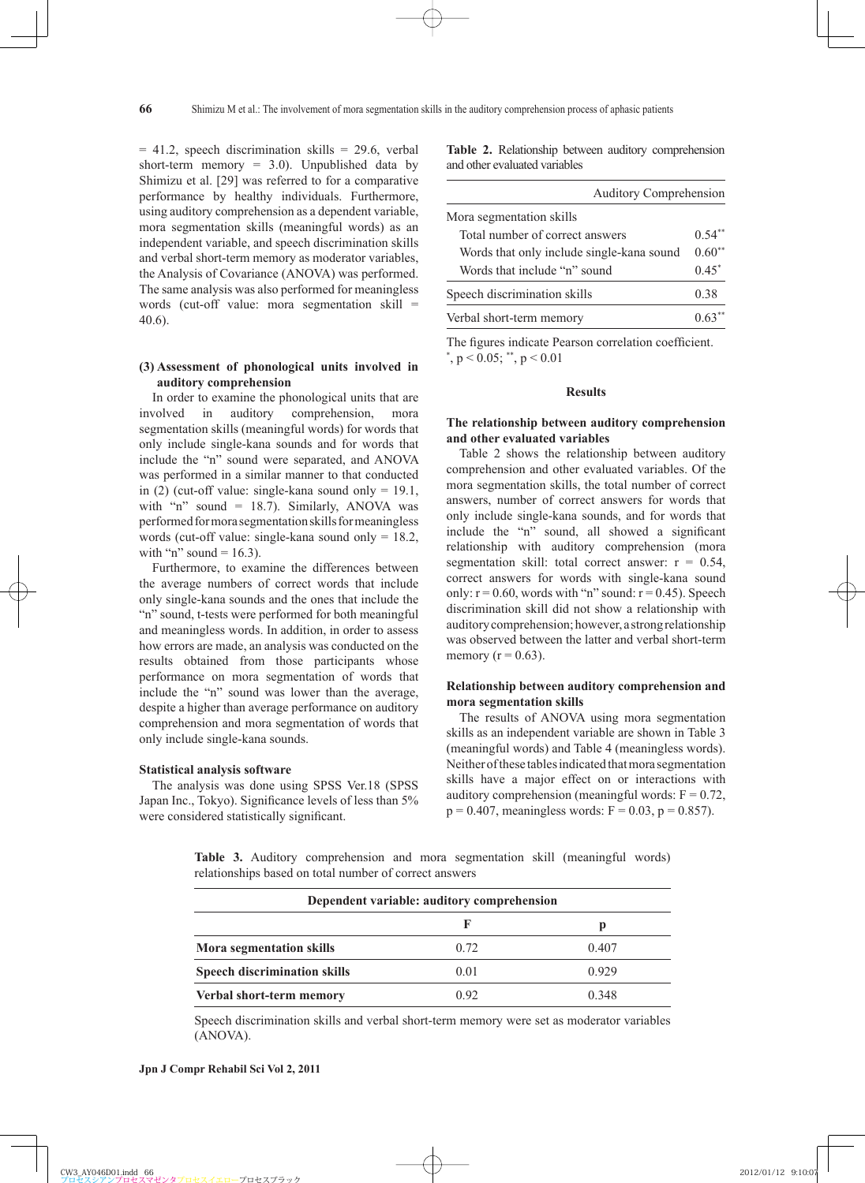= 41.2, speech discrimination skills = 29.6, verbal short-term memory = 3.0). Unpublished data by Shimizu et al. [29] was referred to for a comparative performance by healthy individuals. Furthermore, using auditory comprehension as a dependent variable, mora segmentation skills (meaningful words) as an independent variable, and speech discrimination skills and verbal short-term memory as moderator variables, the Analysis of Covariance (ANOVA) was performed. The same analysis was also performed for meaningless words (cut-off value: mora segmentation skill = 40.6).

**(3) Assessment of phonological units involved in auditory comprehension**

In order to examine the phonological units that are involved in auditory comprehension, mora segmentation skills (meaningful words) for words that only include single-kana sounds and for words that include the "n" sound were separated, and ANOVA was performed in a similar manner to that conducted in (2) (cut-off value: single-kana sound only = 19.1, with "n" sound = 18.7). Similarly, ANOVA was performed for mora segmentation skills for meaningless words (cut-off value: single-kana sound only = 18.2, with "n" sound = 16.3).

Furthermore, to examine the differences between the average numbers of correct words that include only single-kana sounds and the ones that include the "n" sound, t-tests were performed for both meaningful and meaningless words. In addition, in order to assess how errors are made, an analysis was conducted on the results obtained from those participants whose performance on mora segmentation of words that include the "n" sound was lower than the average, despite a higher than average performance on auditory comprehension and mora segmentation of words that only include single-kana sounds.

**Statistical analysis software**

The analysis was done using SPSS Ver.18 (SPSS Japan Inc., Tokyo). Significance levels of less than 5% were considered statistically significant.

**Table 2.** Relationship between auditory comprehension and other evaluated variables

| | Auditory Comprehension |
|---|---|
| Mora segmentation skills | |
| Total number of correct answers | 0.54** |
| Words that only include single-kana sound | 0.60** |
| Words that include "n" sound | 0.45* |
| Speech discrimination skills | 0.38 |
| Verbal short-term memory | 0.63** |

The figures indicate Pearson correlation coefficient.
*, $p < 0.05$; **, $p < 0.01$

## Results

**The relationship between auditory comprehension and other evaluated variables**

Table 2 shows the relationship between auditory comprehension and other evaluated variables. Of the mora segmentation skills, the total number of correct answers, number of correct answers for words that only include single-kana sounds, and for words that include the "n" sound, all showed a significant relationship with auditory comprehension (mora segmentation skill: total correct answer: $r = 0.54$, correct answers for words with single-kana sound only: $r = 0.60$, words with "n" sound: $r = 0.45$). Speech discrimination skill did not show a relationship with auditory comprehension; however, a strong relationship was observed between the latter and verbal short-term memory ($r = 0.63$).

**Relationship between auditory comprehension and mora segmentation skills**

The results of ANOVA using mora segmentation skills as an independent variable are shown in Table 3 (meaningful words) and Table 4 (meaningless words). Neither of these tables indicated that mora segmentation skills have a major effect on or interactions with auditory comprehension (meaningful words: $F = 0.72$, $p = 0.407$, meaningless words: $F = 0.03$, $p = 0.857$).

**Table 3.** Auditory comprehension and mora segmentation skill (meaningful words) relationships based on total number of correct answers

| Dependent variable: auditory comprehension | | |
|---|---|---|
| | F | p |
| **Mora segmentation skills** | 0.72 | 0.407 |
| **Speech discrimination skills** | 0.01 | 0.929 |
| **Verbal short-term memory** | 0.92 | 0.348 |

Speech discrimination skills and verbal short-term memory were set as moderator variables (ANOVA).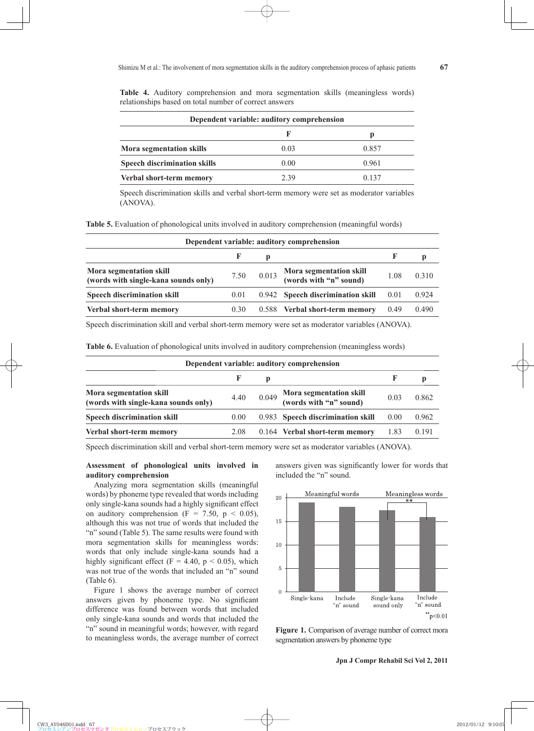**Table 4.** Auditory comprehension and mora segmentation skills (meaningless words) relationships based on total number of correct answers

| Dependent variable: auditory comprehension | | |
|---|---|---|
| | F | p |
| **Mora segmentation skills** | 0.03 | 0.857 |
| **Speech discrimination skills** | 0.00 | 0.961 |
| **Verbal short-term memory** | 2.39 | 0.137 |

Speech discrimination skills and verbal short-term memory were set as moderator variables (ANOVA).

**Table 5.** Evaluation of phonological units involved in auditory comprehension (meaningful words)

| Dependent variable: auditory comprehension | | | | | |
|---|---|---|---|---|---|
| | F | p | | F | p |
| **Mora segmentation skill (words with single-kana sounds only)** | 7.50 | 0.013 | **Mora segmentation skill (words with "n" sound)** | 1.08 | 0.310 |
| **Speech discrimination skill** | 0.01 | 0.942 | **Speech discrimination skill** | 0.01 | 0.924 |
| **Verbal short-term memory** | 0.30 | 0.588 | **Verbal short-term memory** | 0.49 | 0.490 |

Speech discrimination skill and verbal short-term memory were set as moderator variables (ANOVA).

**Table 6.** Evaluation of phonological units involved in auditory comprehension (meaningless words)

| Dependent variable: auditory comprehension | | | | | |
|---|---|---|---|---|---|
| | F | p | | F | p |
| **Mora segmentation skill (words with single-kana sounds only)** | 4.40 | 0.049 | **Mora segmentation skill (words with "n" sound)** | 0.03 | 0.862 |
| **Speech discrimination skill** | 0.00 | 0.983 | **Speech discrimination skill** | 0.00 | 0.962 |
| **Verbal short-term memory** | 2.08 | 0.164 | **Verbal short-term memory** | 1.83 | 0.191 |

Speech discrimination skill and verbal short-term memory were set as moderator variables (ANOVA).

**Assessment of phonological units involved in auditory comprehension**

Analyzing mora segmentation skills (meaningful words) by phoneme type revealed that words including only single-kana sounds had a highly significant effect on auditory comprehension ($F = 7.50$, $p < 0.05$), although this was not true of words that included the "n" sound (Table 5). The same results were found with mora segmentation skills for meaningless words: words that only include single-kana sounds had a highly significant effect ($F = 4.40$, $p < 0.05$), which was not true of the words that included an "n" sound (Table 6).

Figure 1 shows the average number of correct answers given by phoneme type. No significant difference was found between words that included only single-kana sounds and words that included the "n" sound in meaningful words; however, with regard to meaningless words, the average number of correct answers given was significantly lower for words that included the "n" sound.

Meaningful words
Meaningless words
**
20
15
10
5
0
Single-kana
Include "n" sound
Single-kana sound only
Include "n" sound
**p<0.01

**Figure 1.** Comparison of average number of correct mora segmentation answers by phoneme type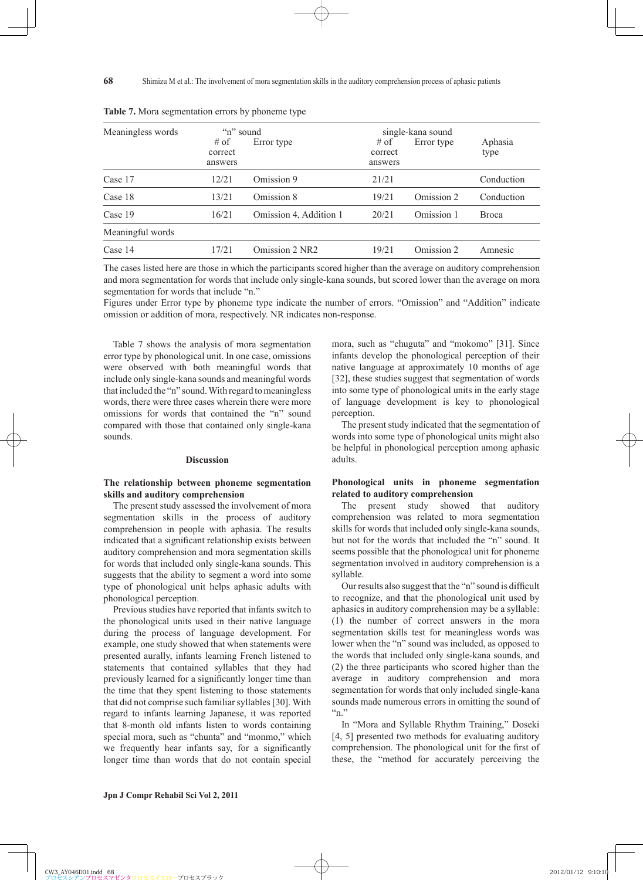**Table 7.** Mora segmentation errors by phoneme type

| Meaningless words | "n" sound | | single-kana sound | | Aphasia type |
|---|---|---|---|---|---|
| | # of correct answers | Error type | # of correct answers | Error type | |
| Case 17 | 12/21 | Omission 9 | 21/21 | | Conduction |
| Case 18 | 13/21 | Omission 8 | 19/21 | Omission 2 | Conduction |
| Case 19 | 16/21 | Omission 4, Addition 1 | 20/21 | Omission 1 | Broca |
| Meaningful words | | | | | |
| Case 14 | 17/21 | Omission 2 NR2 | 19/21 | Omission 2 | Amnesic |

The cases listed here are those in which the participants scored higher than the average on auditory comprehension and mora segmentation for words that include only single-kana sounds, but scored lower than the average on mora segmentation for words that include "n."

Figures under Error type by phoneme type indicate the number of errors. "Omission" and "Addition" indicate omission or addition of mora, respectively. NR indicates non-response.

Table 7 shows the analysis of mora segmentation error type by phonological unit. In one case, omissions were observed with both meaningful words that include only single-kana sounds and meaningful words that included the "n" sound. With regard to meaningless words, there were three cases wherein there were more omissions for words that contained the "n" sound compared with those that contained only single-kana sounds.

## Discussion

### The relationship between phoneme segmentation skills and auditory comprehension

The present study assessed the involvement of mora segmentation skills in the process of auditory comprehension in people with aphasia. The results indicated that a significant relationship exists between auditory comprehension and mora segmentation skills for words that included only single-kana sounds. This suggests that the ability to segment a word into some type of phonological unit helps aphasic adults with phonological perception.

Previous studies have reported that infants switch to the phonological units used in their native language during the process of language development. For example, one study showed that when statements were presented aurally, infants learning French listened to statements that contained syllables that they had previously learned for a significantly longer time than the time that they spent listening to those statements that did not comprise such familiar syllables [30]. With regard to infants learning Japanese, it was reported that 8-month old infants listen to words containing special mora, such as "chunta" and "monmo," which we frequently hear infants say, for a significantly longer time than words that do not contain special mora, such as "chuguta" and "mokomo" [31]. Since infants develop the phonological perception of their native language at approximately 10 months of age [32], these studies suggest that segmentation of words into some type of phonological units in the early stage of language development is key to phonological perception.

The present study indicated that the segmentation of words into some type of phonological units might also be helpful in phonological perception among aphasic adults.

### Phonological units in phoneme segmentation related to auditory comprehension

The present study showed that auditory comprehension was related to mora segmentation skills for words that included only single-kana sounds, but not for the words that included the "n" sound. It seems possible that the phonological unit for phoneme segmentation involved in auditory comprehension is a syllable.

Our results also suggest that the "n" sound is difficult to recognize, and that the phonological unit used by aphasics in auditory comprehension may be a syllable: (1) the number of correct answers in the mora segmentation skills test for meaningless words was lower when the "n" sound was included, as opposed to the words that included only single-kana sounds, and (2) the three participants who scored higher than the average in auditory comprehension and mora segmentation for words that only included single-kana sounds made numerous errors in omitting the sound of "n."

In "Mora and Syllable Rhythm Training," Doseki [4, 5] presented two methods for evaluating auditory comprehension. The phonological unit for the first of these, the "method for accurately perceiving the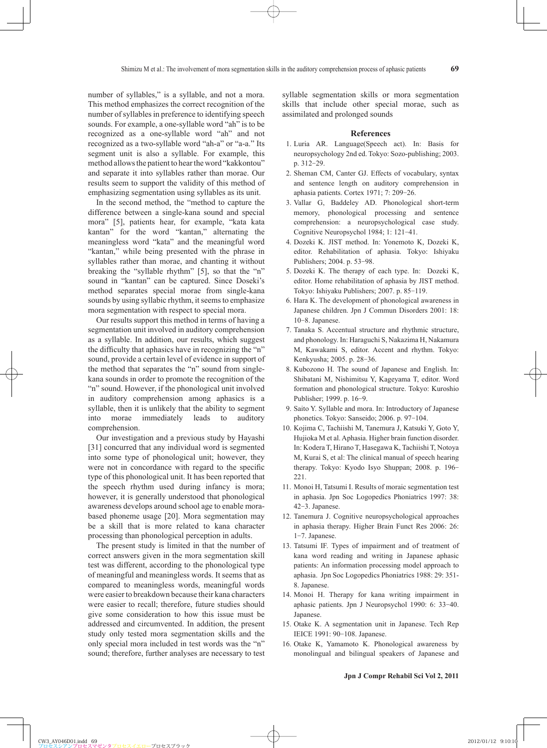number of syllables," is a syllable, and not a mora. This method emphasizes the correct recognition of the number of syllables in preference to identifying speech sounds. For example, a one-syllable word "ah" is to be recognized as a one-syllable word "ah" and not recognized as a two-syllable word "ah-a" or "a-a." Its segment unit is also a syllable. For example, this method allows the patient to hear the word "kakkontou" and separate it into syllables rather than morae. Our results seem to support the validity of this method of emphasizing segmentation using syllables as its unit.

In the second method, the "method to capture the difference between a single-kana sound and special mora" [5], patients hear, for example, "kata kata kantan" for the word "kantan," alternating the meaningless word "kata" and the meaningful word "kantan," while being presented with the phrase in syllables rather than morae, and chanting it without breaking the "syllable rhythm" [5], so that the "n" sound in "kantan" can be captured. Since Doseki's method separates special morae from single-kana sounds by using syllabic rhythm, it seems to emphasize mora segmentation with respect to special mora.

Our results support this method in terms of having a segmentation unit involved in auditory comprehension as a syllable. In addition, our results, which suggest the difficulty that aphasics have in recognizing the "n" sound, provide a certain level of evidence in support of the method that separates the "n" sound from single-kana sounds in order to promote the recognition of the "n" sound. However, if the phonological unit involved in auditory comprehension among aphasics is a syllable, then it is unlikely that the ability to segment into morae immediately leads to auditory comprehension.

Our investigation and a previous study by Hayashi [31] concurred that any individual word is segmented into some type of phonological unit; however, they were not in concordance with regard to the specific type of this phonological unit. It has been reported that the speech rhythm used during infancy is mora; however, it is generally understood that phonological awareness develops around school age to enable mora-based phoneme usage [20]. Mora segmentation may be a skill that is more related to kana character processing than phonological perception in adults.

The present study is limited in that the number of correct answers given in the mora segmentation skill test was different, according to the phonological type of meaningful and meaningless words. It seems that as compared to meaningless words, meaningful words were easier to breakdown because their kana characters were easier to recall; therefore, future studies should give some consideration to how this issue must be addressed and circumvented. In addition, the present study only tested mora segmentation skills and the only special mora included in test words was the "n" sound; therefore, further analyses are necessary to test syllable segmentation skills or mora segmentation skills that include other special morae, such as assimilated and prolonged sounds

## References

1. Luria AR. Language(Speech act). In: Basis for neuropsychology 2nd ed. Tokyo: Sozo-publishing; 2003. p. 312−29.
2. Sheman CM, Canter GJ. Effects of vocabulary, syntax and sentence length on auditory comprehension in aphasia patients. Cortex 1971; 7: 209−26.
3. Vallar G, Baddeley AD. Phonological short-term memory, phonological processing and sentence comprehension: a neuropsychological case study. Cognitive Neuropsychol 1984; 1: 121−41.
4. Dozeki K. JIST method. In: Yonemoto K, Dozeki K, editor. Rehabilitation of aphasia. Tokyo: Ishiyaku Publishers; 2004. p. 53−98.
5. Dozeki K. The therapy of each type. In: Dozeki K, editor. Home rehabilitation of aphasia by JIST method. Tokyo: Ishiyaku Publishers; 2007. p. 85−119.
6. Hara K. The development of phonological awareness in Japanese children. Jpn J Commun Disorders 2001: 18: 10−8. Japanese.
7. Tanaka S. Accentual structure and rhythmic structure, and phonology. In: Haraguchi S, Nakazima H, Nakamura M, Kawakami S, editor. Accent and rhythm. Tokyo: Kenkyusha; 2005. p. 28−36.
8. Kubozono H. The sound of Japanese and English. In: Shibatani M, Nishimitsu Y, Kageyama T, editor. Word formation and phonological structure. Tokyo: Kuroshio Publisher; 1999. p. 16−9.
9. Saito Y. Syllable and mora. In: Introductory of Japanese phonetics. Tokyo: Sanseido; 2006. p. 97−104.
10. Kojima C, Tachiishi M, Tanemura J, Katsuki Y, Goto Y, Hujioka M et al. Aphasia. Higher brain function disorder. In: Kodera T, Hirano T, Hasegawa K, Tachiishi T, Notoya M, Kurai S, et al: The clinical manual of speech hearing therapy. Tokyo: Kyodo Isyo Shuppan; 2008. p. 196−221.
11. Monoi H, Tatsumi I. Results of moraic segmentation test in aphasia. Jpn Soc Logopedics Phoniatrics 1997: 38: 42−3. Japanese.
12. Tanemura J. Cognitive neuropsychological approaches in aphasia therapy. Higher Brain Funct Res 2006: 26: 1−7. Japanese.
13. Tatsumi IF. Types of impairment and of treatment of kana word reading and writing in Japanese aphasic patients: An information processing model approach to aphasia. Jpn Soc Logopedics Phoniatrics 1988: 29: 351-8. Japanese.
14. Monoi H. Therapy for kana writing impairment in aphasic patients. Jpn J Neuropsychol 1990: 6: 33−40. Japanese.
15. Otake K. A segmentation unit in Japanese. Tech Rep IEICE 1991: 90−108. Japanese.
16. Otake K, Yamamoto K. Phonological awareness by monolingual and bilingual speakers of Japanese and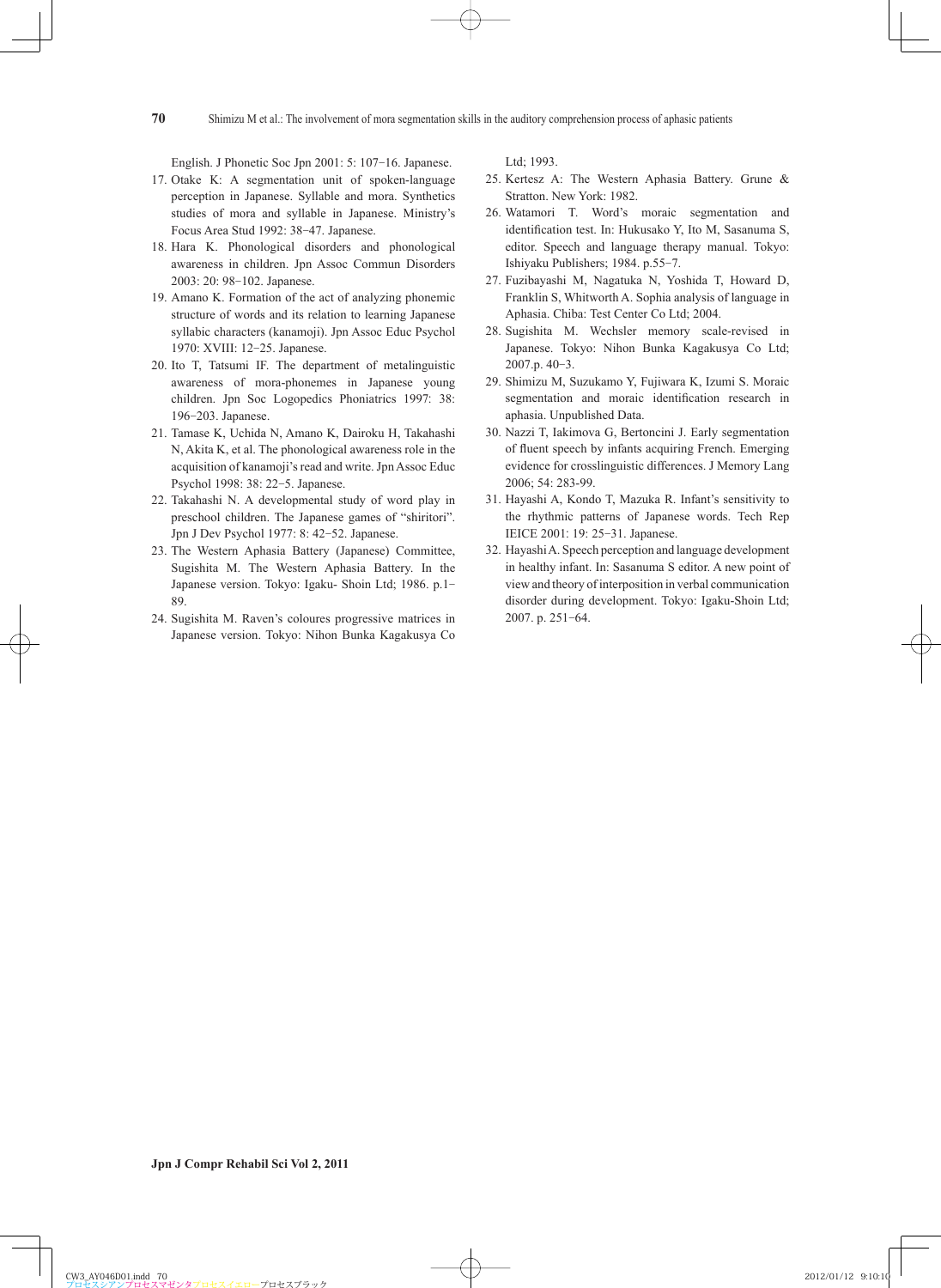English. J Phonetic Soc Jpn 2001: 5: 107−16. Japanese.

17. Otake K: A segmentation unit of spoken-language perception in Japanese. Syllable and mora. Synthetics studies of mora and syllable in Japanese. Ministry's Focus Area Stud 1992: 38−47. Japanese.
18. Hara K. Phonological disorders and phonological awareness in children. Jpn Assoc Commun Disorders 2003: 20: 98−102. Japanese.
19. Amano K. Formation of the act of analyzing phonemic structure of words and its relation to learning Japanese syllabic characters (kanamoji). Jpn Assoc Educ Psychol 1970: XVIII: 12−25. Japanese.
20. Ito T, Tatsumi IF. The department of metalinguistic awareness of mora-phonemes in Japanese young children. Jpn Soc Logopedics Phoniatrics 1997: 38: 196−203. Japanese.
21. Tamase K, Uchida N, Amano K, Dairoku H, Takahashi N, Akita K, et al. The phonological awareness role in the acquisition of kanamoji's read and write. Jpn Assoc Educ Psychol 1998: 38: 22−5. Japanese.
22. Takahashi N. A developmental study of word play in preschool children. The Japanese games of "shiritori". Jpn J Dev Psychol 1977: 8: 42−52. Japanese.
23. The Western Aphasia Battery (Japanese) Committee, Sugishita M. The Western Aphasia Battery. In the Japanese version. Tokyo: Igaku- Shoin Ltd; 1986. p.1−89.
24. Sugishita M. Raven's coloures progressive matrices in Japanese version. Tokyo: Nihon Bunka Kagakusya Co Ltd; 1993.
25. Kertesz A: The Western Aphasia Battery. Grune & Stratton. New York: 1982.
26. Watamori T. Word's moraic segmentation and identification test. In: Hukusako Y, Ito M, Sasanuma S, editor. Speech and language therapy manual. Tokyo: Ishiyaku Publishers; 1984. p.55−7.
27. Fuzibayashi M, Nagatuka N, Yoshida T, Howard D, Franklin S, Whitworth A. Sophia analysis of language in Aphasia. Chiba: Test Center Co Ltd; 2004.
28. Sugishita M. Wechsler memory scale-revised in Japanese. Tokyo: Nihon Bunka Kagakusya Co Ltd; 2007.p. 40−3.
29. Shimizu M, Suzukamo Y, Fujiwara K, Izumi S. Moraic segmentation and moraic identification research in aphasia. Unpublished Data.
30. Nazzi T, Iakimova G, Bertoncini J. Early segmentation of fluent speech by infants acquiring French. Emerging evidence for crosslinguistic differences. J Memory Lang 2006; 54: 283-99.
31. Hayashi A, Kondo T, Mazuka R. Infant's sensitivity to the rhythmic patterns of Japanese words. Tech Rep IEICE 2001: 19: 25−31. Japanese.
32. Hayashi A. Speech perception and language development in healthy infant. In: Sasanuma S editor. A new point of view and theory of interposition in verbal communication disorder during development. Tokyo: Igaku-Shoin Ltd; 2007. p. 251−64.